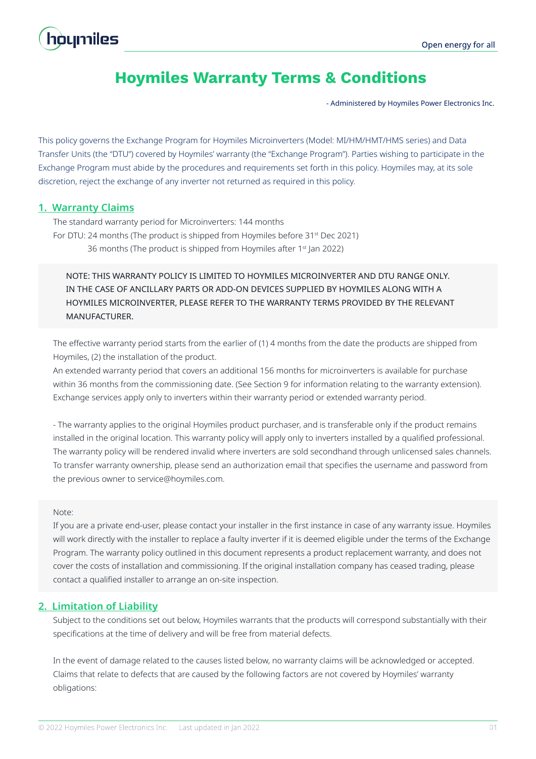# Hoymiles Warranty Terms & Conditions

- Administered by Hoymiles Power Electronics Inc.

This policy governs the Exchange Program for Hoymiles Microinverters (Model: MI/HM/HMT/HMS series) and Data Transfer Units (the "DTU") covered by Hoymiles' warranty (the "Exchange Program"). Parties wishing to participate in the Exchange Program must abide by the procedures and requirements set forth in this policy. Hoymiles may, at its sole discretion, reject the exchange of any inverter not returned as required in this policy.

## 1. Warranty Claims

The standard warranty period for Microinverters: 144 months

For DTU: 24 months (The product is shipped from Hoymiles before 31st Dec 2021)

36 months (The product is shipped from Hoymiles after 1st Jan 2022)

NOTE: THIS WARRANTY POLICY IS LIMITED TO HOYMILES MICROINVERTER AND DTU RANGE ONLY. IN THE CASE OF ANCILLARY PARTS OR ADD-ON DEVICES SUPPLIED BY HOYMILES ALONG WITH A HOYMILES MICROINVERTER, PLEASE REFER TO THE WARRANTY TERMS PROVIDED BY THE RELEVANT MANUFACTURER.

The effective warranty period starts from the earlier of (1) 4 months from the date the products are shipped from Hoymiles, (2) the installation of the product.

An extended warranty period that covers an additional 156 months for microinverters is available for purchase within 36 months from the commissioning date. (See Section 9 for information relating to the warranty extension).

Exchange services apply only to inverters within their warranty period or extended warranty period.

- The warranty applies to the original Hoymiles product purchaser, and is transferable only if the product remains installed in the original location. This warranty policy will apply only to inverters installed by a qualified professional. The warranty policy will be rendered invalid where inverters are sold secondhand through unlicensed sales channels. To transfer warranty ownership, please send an authorization email that specifies the username and password from the previous owner to service@hoymiles.com.

Note:

If you are a private end-user, please contact your installer in the first instance in case of any warranty issue. Hoymiles will work directly with the installer to replace a faulty inverter if it is deemed eligible under the terms of the Exchange Program. The warranty policy outlined in this document represents a product replacement warranty, and does not cover the costs of installation and commissioning. If the original installation company has ceased trading, please contact a qualified installer to arrange an on-site inspection.

## 2. Limitation of Liability

Subject to the conditions set out below, Hoymiles warrants that the products will correspond substantially with their specifications at the time of delivery and will be free from material defects.

In the event of damage related to the causes listed below, no warranty claims will be acknowledged or accepted. Claims that relate to defects that are caused by the following factors are not covered by Hoymiles' warranty obligations: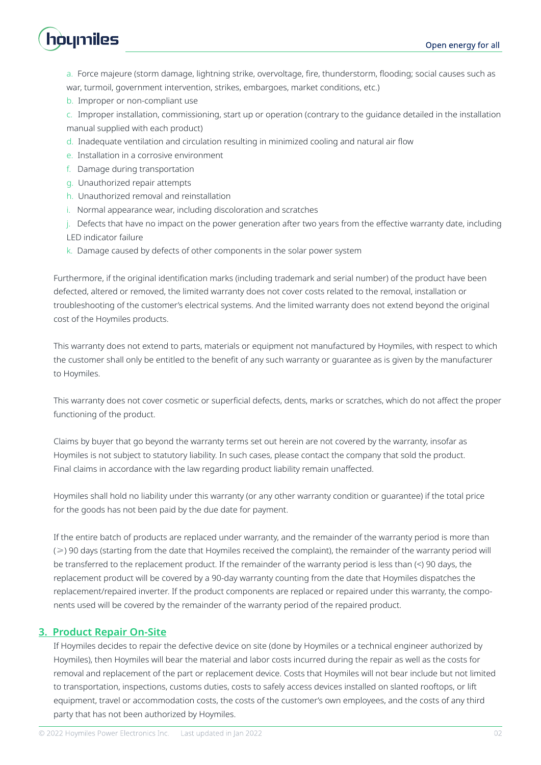a. Force majeure (storm damage, lightning strike, overvoltage, fire, thunderstorm, flooding; social causes such as war, turmoil, government intervention, strikes, embargoes, market conditions, etc.)
b. Improper or non-compliant use
c. Improper installation, commissioning, start up or operation (contrary to the guidance detailed in the installation manual supplied with each product)
d. Inadequate ventilation and circulation resulting in minimized cooling and natural air flow
e. Installation in a corrosive environment
f. Damage during transportation
g. Unauthorized repair attempts
h. Unauthorized removal and reinstallation
i. Normal appearance wear, including discoloration and scratches
j. Defects that have no impact on the power generation after two years from the effective warranty date, including LED indicator failure
k. Damage caused by defects of other components in the solar power system

Furthermore, if the original identification marks (including trademark and serial number) of the product have been defected, altered or removed, the limited warranty does not cover costs related to the removal, installation or troubleshooting of the customer's electrical systems. And the limited warranty does not extend beyond the original cost of the Hoymiles products.

This warranty does not extend to parts, materials or equipment not manufactured by Hoymiles, with respect to which the customer shall only be entitled to the benefit of any such warranty or guarantee as is given by the manufacturer to Hoymiles.

This warranty does not cover cosmetic or superficial defects, dents, marks or scratches, which do not affect the proper functioning of the product.

Claims by buyer that go beyond the warranty terms set out herein are not covered by the warranty, insofar as Hoymiles is not subject to statutory liability. In such cases, please contact the company that sold the product. Final claims in accordance with the law regarding product liability remain unaffected.

Hoymiles shall hold no liability under this warranty (or any other warranty condition or guarantee) if the total price for the goods has not been paid by the due date for payment.

If the entire batch of products are replaced under warranty, and the remainder of the warranty period is more than (≥) 90 days (starting from the date that Hoymiles received the complaint), the remainder of the warranty period will be transferred to the replacement product. If the remainder of the warranty period is less than (<) 90 days, the replacement product will be covered by a 90-day warranty counting from the date that Hoymiles dispatches the replacement/repaired inverter. If the product components are replaced or repaired under this warranty, the components used will be covered by the remainder of the warranty period of the repaired product.

## 3. Product Repair On-Site

If Hoymiles decides to repair the defective device on site (done by Hoymiles or a technical engineer authorized by Hoymiles), then Hoymiles will bear the material and labor costs incurred during the repair as well as the costs for removal and replacement of the part or replacement device. Costs that Hoymiles will not bear include but not limited to transportation, inspections, customs duties, costs to safely access devices installed on slanted rooftops, or lift equipment, travel or accommodation costs, the costs of the customer's own employees, and the costs of any third party that has not been authorized by Hoymiles.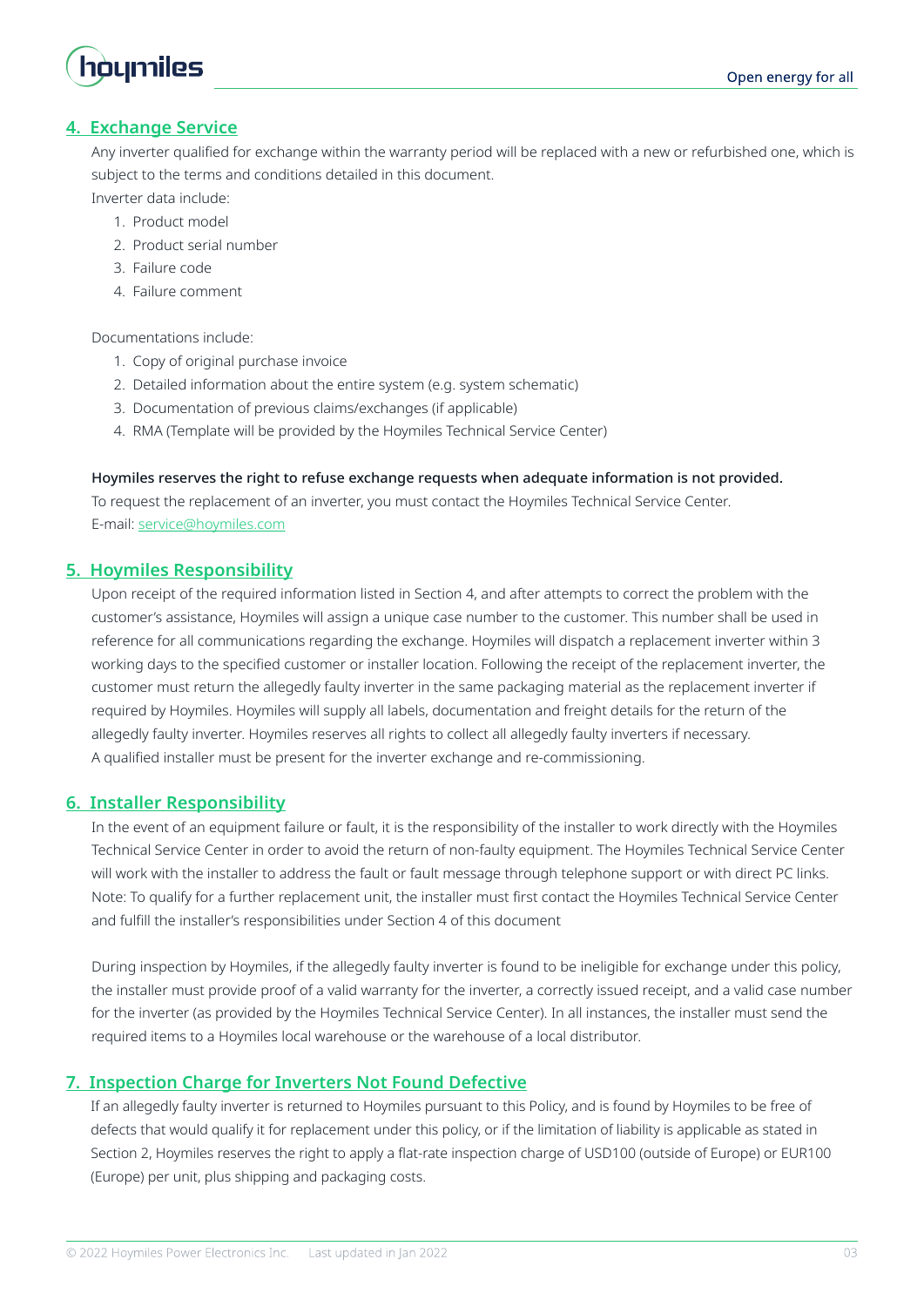## 4. Exchange Service

Any inverter qualified for exchange within the warranty period will be replaced with a new or refurbished one, which is subject to the terms and conditions detailed in this document.

Inverter data include:

1. Product model
2. Product serial number
3. Failure code
4. Failure comment

Documentations include:

1. Copy of original purchase invoice
2. Detailed information about the entire system (e.g. system schematic)
3. Documentation of previous claims/exchanges (if applicable)
4. RMA (Template will be provided by the Hoymiles Technical Service Center)

**Hoymiles reserves the right to refuse exchange requests when adequate information is not provided.**

To request the replacement of an inverter, you must contact the Hoymiles Technical Service Center.

E-mail: service@hoymiles.com

## 5. Hoymiles Responsibility

Upon receipt of the required information listed in Section 4, and after attempts to correct the problem with the customer's assistance, Hoymiles will assign a unique case number to the customer. This number shall be used in reference for all communications regarding the exchange. Hoymiles will dispatch a replacement inverter within 3 working days to the specified customer or installer location. Following the receipt of the replacement inverter, the customer must return the allegedly faulty inverter in the same packaging material as the replacement inverter if required by Hoymiles. Hoymiles will supply all labels, documentation and freight details for the return of the allegedly faulty inverter. Hoymiles reserves all rights to collect all allegedly faulty inverters if necessary.

A qualified installer must be present for the inverter exchange and re-commissioning.

## 6. Installer Responsibility

In the event of an equipment failure or fault, it is the responsibility of the installer to work directly with the Hoymiles Technical Service Center in order to avoid the return of non-faulty equipment. The Hoymiles Technical Service Center will work with the installer to address the fault or fault message through telephone support or with direct PC links. Note: To qualify for a further replacement unit, the installer must first contact the Hoymiles Technical Service Center and fulfill the installer's responsibilities under Section 4 of this document

During inspection by Hoymiles, if the allegedly faulty inverter is found to be ineligible for exchange under this policy, the installer must provide proof of a valid warranty for the inverter, a correctly issued receipt, and a valid case number for the inverter (as provided by the Hoymiles Technical Service Center). In all instances, the installer must send the required items to a Hoymiles local warehouse or the warehouse of a local distributor.

## 7. Inspection Charge for Inverters Not Found Defective

If an allegedly faulty inverter is returned to Hoymiles pursuant to this Policy, and is found by Hoymiles to be free of defects that would qualify it for replacement under this policy, or if the limitation of liability is applicable as stated in Section 2, Hoymiles reserves the right to apply a flat-rate inspection charge of USD100 (outside of Europe) or EUR100 (Europe) per unit, plus shipping and packaging costs.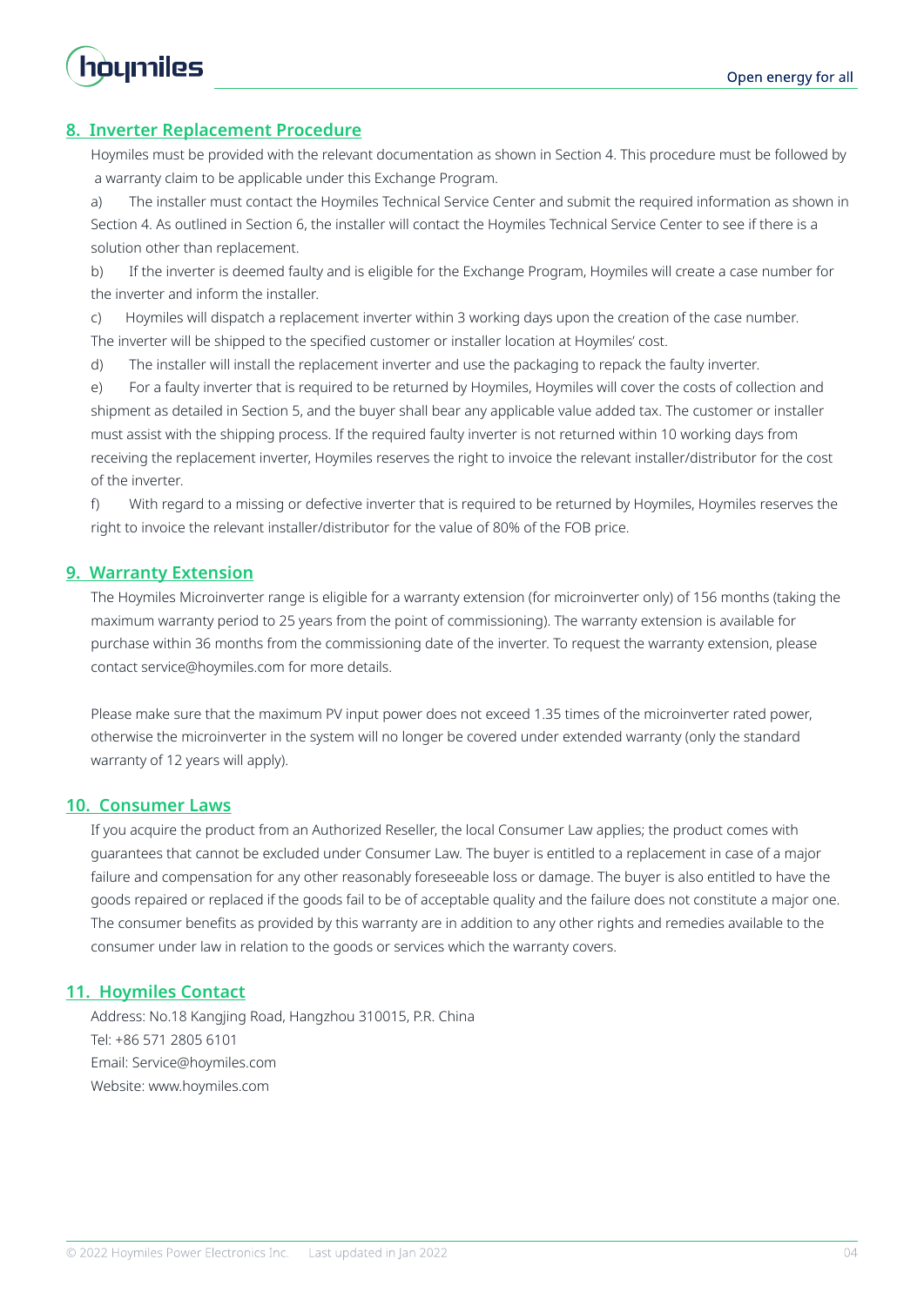## 8. Inverter Replacement Procedure

Hoymiles must be provided with the relevant documentation as shown in Section 4. This procedure must be followed by a warranty claim to be applicable under this Exchange Program.

a) The installer must contact the Hoymiles Technical Service Center and submit the required information as shown in Section 4. As outlined in Section 6, the installer will contact the Hoymiles Technical Service Center to see if there is a solution other than replacement.

b) If the inverter is deemed faulty and is eligible for the Exchange Program, Hoymiles will create a case number for the inverter and inform the installer.

c) Hoymiles will dispatch a replacement inverter within 3 working days upon the creation of the case number. The inverter will be shipped to the specified customer or installer location at Hoymiles' cost.

d) The installer will install the replacement inverter and use the packaging to repack the faulty inverter.

e) For a faulty inverter that is required to be returned by Hoymiles, Hoymiles will cover the costs of collection and shipment as detailed in Section 5, and the buyer shall bear any applicable value added tax. The customer or installer must assist with the shipping process. If the required faulty inverter is not returned within 10 working days from receiving the replacement inverter, Hoymiles reserves the right to invoice the relevant installer/distributor for the cost of the inverter.

f) With regard to a missing or defective inverter that is required to be returned by Hoymiles, Hoymiles reserves the right to invoice the relevant installer/distributor for the value of 80% of the FOB price.

## 9. Warranty Extension

The Hoymiles Microinverter range is eligible for a warranty extension (for microinverter only) of 156 months (taking the maximum warranty period to 25 years from the point of commissioning). The warranty extension is available for purchase within 36 months from the commissioning date of the inverter. To request the warranty extension, please contact service@hoymiles.com for more details.

Please make sure that the maximum PV input power does not exceed 1.35 times of the microinverter rated power, otherwise the microinverter in the system will no longer be covered under extended warranty (only the standard warranty of 12 years will apply).

## 10. Consumer Laws

If you acquire the product from an Authorized Reseller, the local Consumer Law applies; the product comes with guarantees that cannot be excluded under Consumer Law. The buyer is entitled to a replacement in case of a major failure and compensation for any other reasonably foreseeable loss or damage. The buyer is also entitled to have the goods repaired or replaced if the goods fail to be of acceptable quality and the failure does not constitute a major one. The consumer benefits as provided by this warranty are in addition to any other rights and remedies available to the consumer under law in relation to the goods or services which the warranty covers.

## 11. Hoymiles Contact

Address: No.18 Kangjing Road, Hangzhou 310015, P.R. China
Tel: +86 571 2805 6101
Email: Service@hoymiles.com
Website: www.hoymiles.com